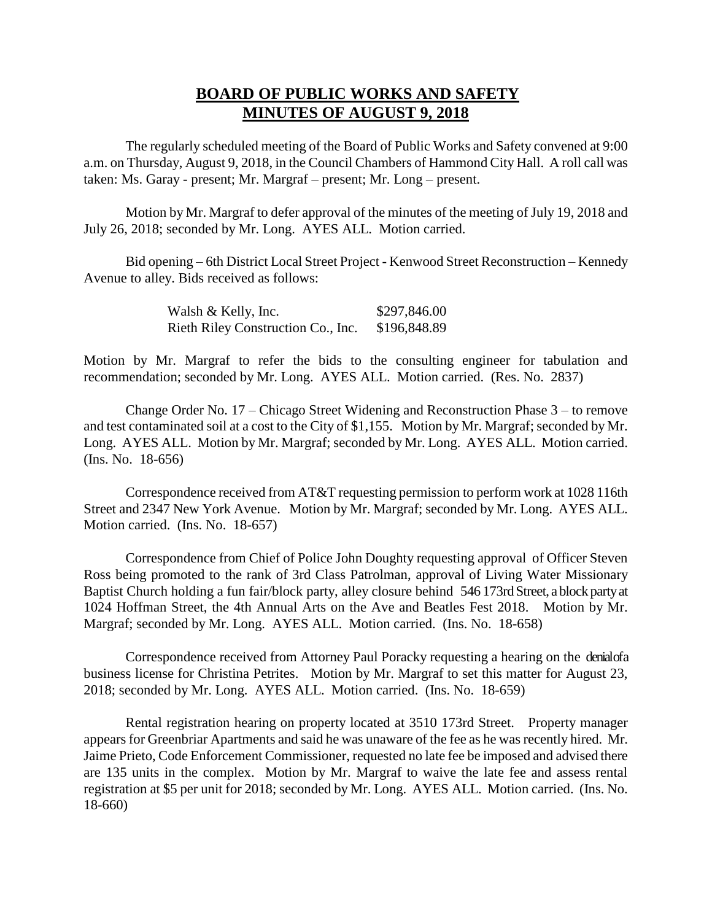# BOARD OF PUBLIC WORKS AND SAFETY
# MINUTES OF AUGUST 9, 2018

The regularly scheduled meeting of the Board of Public Works and Safety convened at 9:00 a.m. on Thursday, August 9, 2018, in the Council Chambers of Hammond City Hall. A roll call was taken: Ms. Garay - present; Mr. Margraf – present; Mr. Long – present.

Motion by Mr. Margraf to defer approval of the minutes of the meeting of July 19, 2018 and July 26, 2018; seconded by Mr. Long. AYES ALL. Motion carried.

Bid opening – 6th District Local Street Project - Kenwood Street Reconstruction – Kennedy Avenue to alley. Bids received as follows:

| | |
|---|---|
| Walsh & Kelly, Inc. | $297,846.00 |
| Rieth Riley Construction Co., Inc. | $196,848.89 |

Motion by Mr. Margraf to refer the bids to the consulting engineer for tabulation and recommendation; seconded by Mr. Long. AYES ALL. Motion carried. (Res. No. 2837)

Change Order No. 17 – Chicago Street Widening and Reconstruction Phase 3 – to remove and test contaminated soil at a cost to the City of $1,155. Motion by Mr. Margraf; seconded by Mr. Long. AYES ALL. Motion by Mr. Margraf; seconded by Mr. Long. AYES ALL. Motion carried. (Ins. No. 18-656)

Correspondence received from AT&T requesting permission to perform work at 1028 116th Street and 2347 New York Avenue. Motion by Mr. Margraf; seconded by Mr. Long. AYES ALL. Motion carried. (Ins. No. 18-657)

Correspondence from Chief of Police John Doughty requesting approval of Officer Steven Ross being promoted to the rank of 3rd Class Patrolman, approval of Living Water Missionary Baptist Church holding a fun fair/block party, alley closure behind 546 173rd Street, a block party at 1024 Hoffman Street, the 4th Annual Arts on the Ave and Beatles Fest 2018. Motion by Mr. Margraf; seconded by Mr. Long. AYES ALL. Motion carried. (Ins. No. 18-658)

Correspondence received from Attorney Paul Poracky requesting a hearing on the denial of a business license for Christina Petrites. Motion by Mr. Margraf to set this matter for August 23, 2018; seconded by Mr. Long. AYES ALL. Motion carried. (Ins. No. 18-659)

Rental registration hearing on property located at 3510 173rd Street. Property manager appears for Greenbriar Apartments and said he was unaware of the fee as he was recently hired. Mr. Jaime Prieto, Code Enforcement Commissioner, requested no late fee be imposed and advised there are 135 units in the complex. Motion by Mr. Margraf to waive the late fee and assess rental registration at $5 per unit for 2018; seconded by Mr. Long. AYES ALL. Motion carried. (Ins. No. 18-660)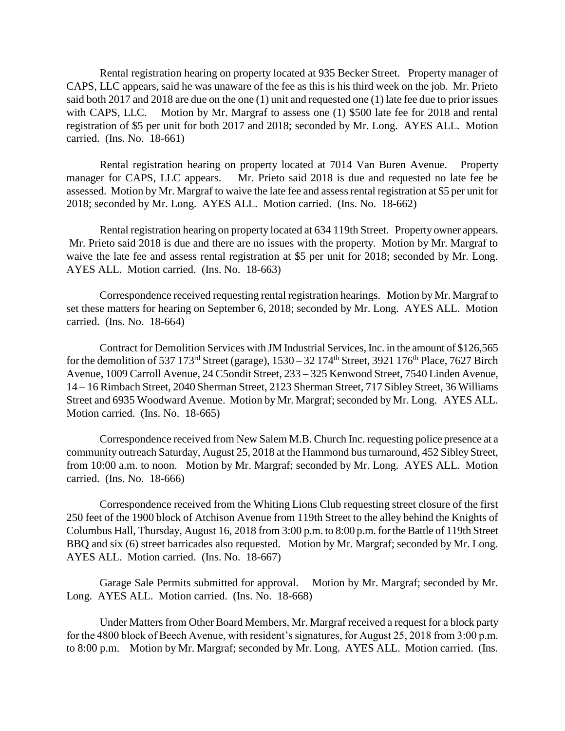Rental registration hearing on property located at 935 Becker Street. Property manager of CAPS, LLC appears, said he was unaware of the fee as this is his third week on the job. Mr. Prieto said both 2017 and 2018 are due on the one (1) unit and requested one (1) late fee due to prior issues with CAPS, LLC. Motion by Mr. Margraf to assess one (1) $500 late fee for 2018 and rental registration of $5 per unit for both 2017 and 2018; seconded by Mr. Long. AYES ALL. Motion carried. (Ins. No. 18-661)

Rental registration hearing on property located at 7014 Van Buren Avenue. Property manager for CAPS, LLC appears. Mr. Prieto said 2018 is due and requested no late fee be assessed. Motion by Mr. Margraf to waive the late fee and assess rental registration at $5 per unit for 2018; seconded by Mr. Long. AYES ALL. Motion carried. (Ins. No. 18-662)

Rental registration hearing on property located at 634 119th Street. Property owner appears. Mr. Prieto said 2018 is due and there are no issues with the property. Motion by Mr. Margraf to waive the late fee and assess rental registration at $5 per unit for 2018; seconded by Mr. Long. AYES ALL. Motion carried. (Ins. No. 18-663)

Correspondence received requesting rental registration hearings. Motion by Mr. Margraf to set these matters for hearing on September 6, 2018; seconded by Mr. Long. AYES ALL. Motion carried. (Ins. No. 18-664)

Contract for Demolition Services with JM Industrial Services, Inc. in the amount of $126,565 for the demolition of 537 173rd Street (garage), 1530 – 32 174th Street, 3921 176th Place, 7627 Birch Avenue, 1009 Carroll Avenue, 24 C5ondit Street, 233 – 325 Kenwood Street, 7540 Linden Avenue, 14 – 16 Rimbach Street, 2040 Sherman Street, 2123 Sherman Street, 717 Sibley Street, 36 Williams Street and 6935 Woodward Avenue. Motion by Mr. Margraf; seconded by Mr. Long. AYES ALL. Motion carried. (Ins. No. 18-665)

Correspondence received from New Salem M.B. Church Inc. requesting police presence at a community outreach Saturday, August 25, 2018 at the Hammond bus turnaround, 452 Sibley Street, from 10:00 a.m. to noon. Motion by Mr. Margraf; seconded by Mr. Long. AYES ALL. Motion carried. (Ins. No. 18-666)

Correspondence received from the Whiting Lions Club requesting street closure of the first 250 feet of the 1900 block of Atchison Avenue from 119th Street to the alley behind the Knights of Columbus Hall, Thursday, August 16, 2018 from 3:00 p.m. to 8:00 p.m. for the Battle of 119th Street BBQ and six (6) street barricades also requested. Motion by Mr. Margraf; seconded by Mr. Long. AYES ALL. Motion carried. (Ins. No. 18-667)

Garage Sale Permits submitted for approval. Motion by Mr. Margraf; seconded by Mr. Long. AYES ALL. Motion carried. (Ins. No. 18-668)

Under Matters from Other Board Members, Mr. Margraf received a request for a block party for the 4800 block of Beech Avenue, with resident's signatures, for August 25, 2018 from 3:00 p.m. to 8:00 p.m. Motion by Mr. Margraf; seconded by Mr. Long. AYES ALL. Motion carried. (Ins.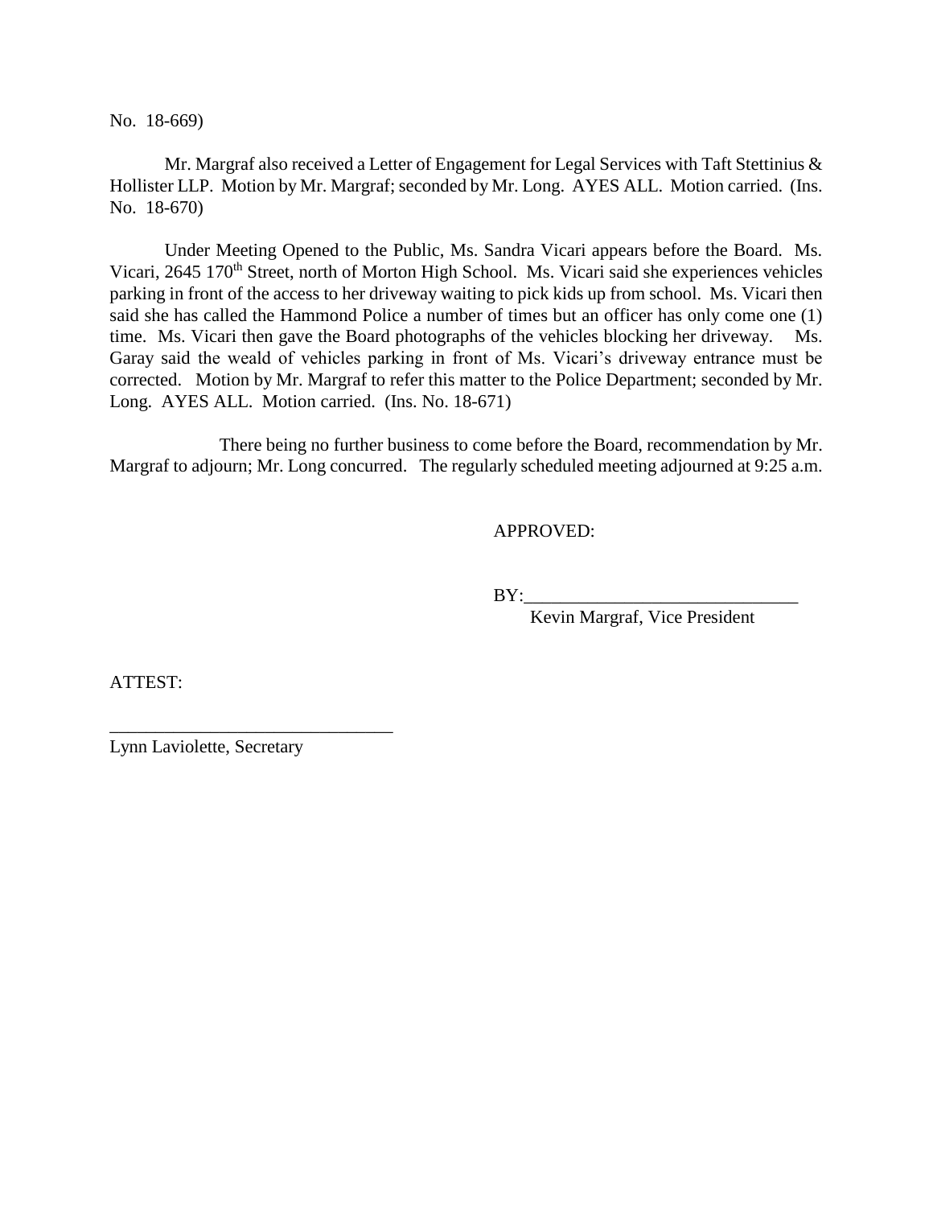No. 18-669)

Mr. Margraf also received a Letter of Engagement for Legal Services with Taft Stettinius & Hollister LLP. Motion by Mr. Margraf; seconded by Mr. Long. AYES ALL. Motion carried. (Ins. No. 18-670)

Under Meeting Opened to the Public, Ms. Sandra Vicari appears before the Board. Ms. Vicari, 2645 170th Street, north of Morton High School. Ms. Vicari said she experiences vehicles parking in front of the access to her driveway waiting to pick kids up from school. Ms. Vicari then said she has called the Hammond Police a number of times but an officer has only come one (1) time. Ms. Vicari then gave the Board photographs of the vehicles blocking her driveway. Ms. Garay said the weald of vehicles parking in front of Ms. Vicari's driveway entrance must be corrected. Motion by Mr. Margraf to refer this matter to the Police Department; seconded by Mr. Long. AYES ALL. Motion carried. (Ins. No. 18-671)

There being no further business to come before the Board, recommendation by Mr. Margraf to adjourn; Mr. Long concurred. The regularly scheduled meeting adjourned at 9:25 a.m.

APPROVED:

BY:______________________________
Kevin Margraf, Vice President

ATTEST:

_______________________________
Lynn Laviolette, Secretary